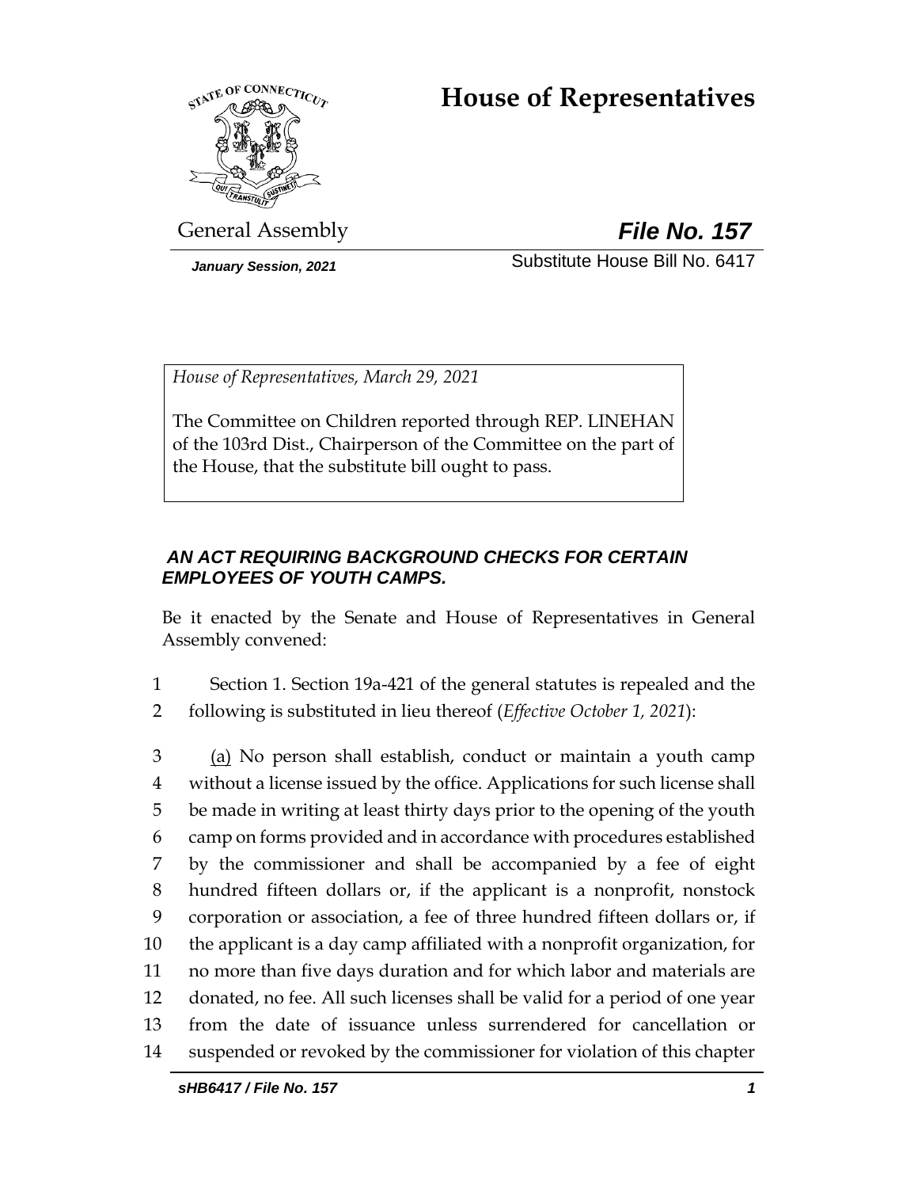# House of Representatives

General Assembly

***File No. 157***

*January Session, 2021*

Substitute House Bill No. 6417

*House of Representatives, March 29, 2021*

The Committee on Children reported through REP. LINEHAN of the 103rd Dist., Chairperson of the Committee on the part of the House, that the substitute bill ought to pass.

***AN ACT REQUIRING BACKGROUND CHECKS FOR CERTAIN EMPLOYEES OF YOUTH CAMPS.***

Be it enacted by the Senate and House of Representatives in General Assembly convened:

1 Section 1. Section 19a-421 of the general statutes is repealed and the
2 following is substituted in lieu thereof (*Effective October 1, 2021*):

3 (a) No person shall establish, conduct or maintain a youth camp
4 without a license issued by the office. Applications for such license shall
5 be made in writing at least thirty days prior to the opening of the youth
6 camp on forms provided and in accordance with procedures established
7 by the commissioner and shall be accompanied by a fee of eight
8 hundred fifteen dollars or, if the applicant is a nonprofit, nonstock
9 corporation or association, a fee of three hundred fifteen dollars or, if
10 the applicant is a day camp affiliated with a nonprofit organization, for
11 no more than five days duration and for which labor and materials are
12 donated, no fee. All such licenses shall be valid for a period of one year
13 from the date of issuance unless surrendered for cancellation or
14 suspended or revoked by the commissioner for violation of this chapter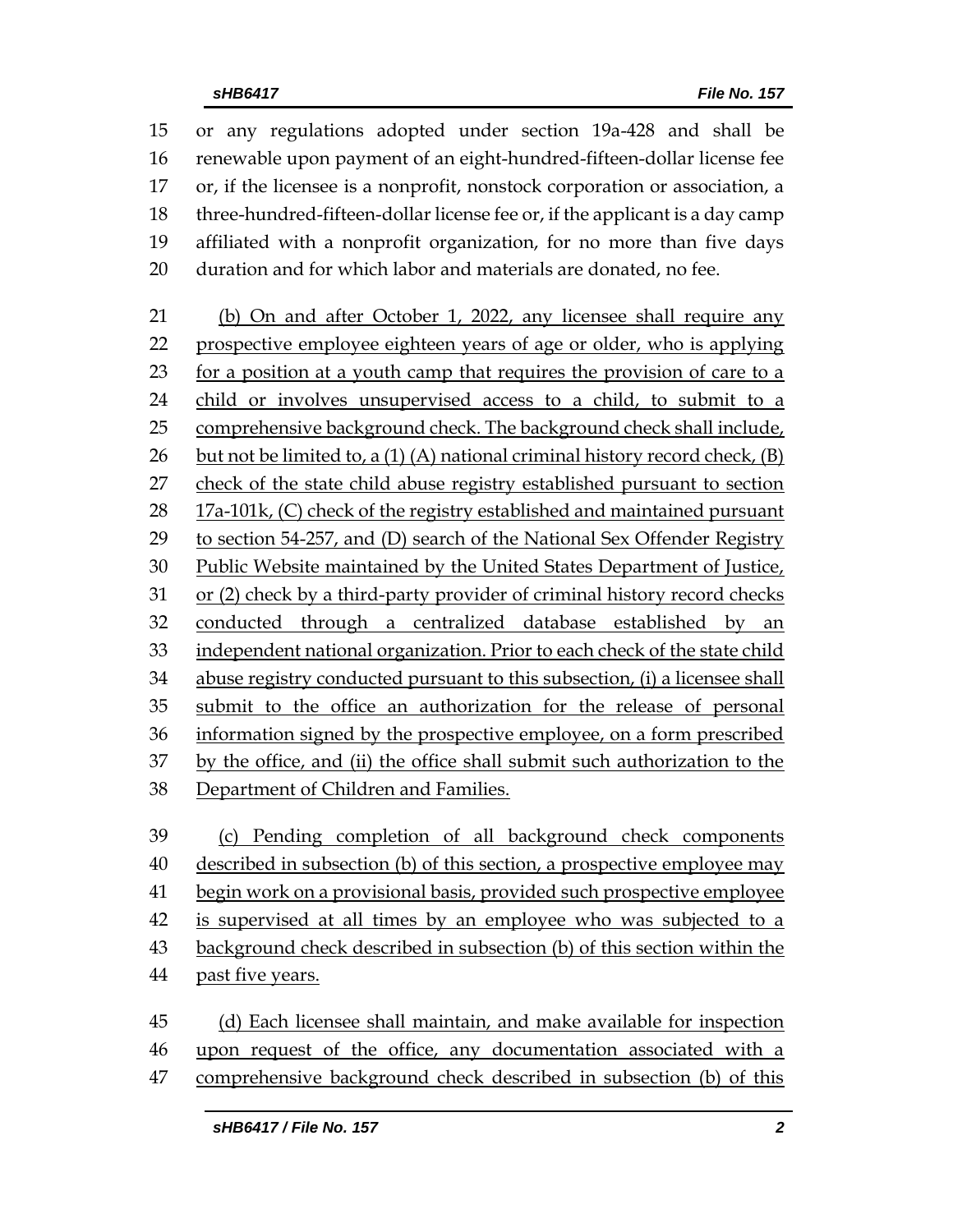or any regulations adopted under section 19a-428 and shall be renewable upon payment of an eight-hundred-fifteen-dollar license fee or, if the licensee is a nonprofit, nonstock corporation or association, a three-hundred-fifteen-dollar license fee or, if the applicant is a day camp affiliated with a nonprofit organization, for no more than five days duration and for which labor and materials are donated, no fee.

<u>(b) On and after October 1, 2022, any licensee shall require any prospective employee eighteen years of age or older, who is applying for a position at a youth camp that requires the provision of care to a child or involves unsupervised access to a child, to submit to a comprehensive background check. The background check shall include, but not be limited to, a (1) (A) national criminal history record check, (B) check of the state child abuse registry established pursuant to section 17a-101k, (C) check of the registry established and maintained pursuant to section 54-257, and (D) search of the National Sex Offender Registry Public Website maintained by the United States Department of Justice, or (2) check by a third-party provider of criminal history record checks conducted through a centralized database established by an independent national organization. Prior to each check of the state child abuse registry conducted pursuant to this subsection, (i) a licensee shall submit to the office an authorization for the release of personal information signed by the prospective employee, on a form prescribed by the office, and (ii) the office shall submit such authorization to the Department of Children and Families.</u>

<u>(c) Pending completion of all background check components described in subsection (b) of this section, a prospective employee may begin work on a provisional basis, provided such prospective employee is supervised at all times by an employee who was subjected to a background check described in subsection (b) of this section within the past five years.</u>

<u>(d) Each licensee shall maintain, and make available for inspection upon request of the office, any documentation associated with a comprehensive background check described in subsection (b) of this</u>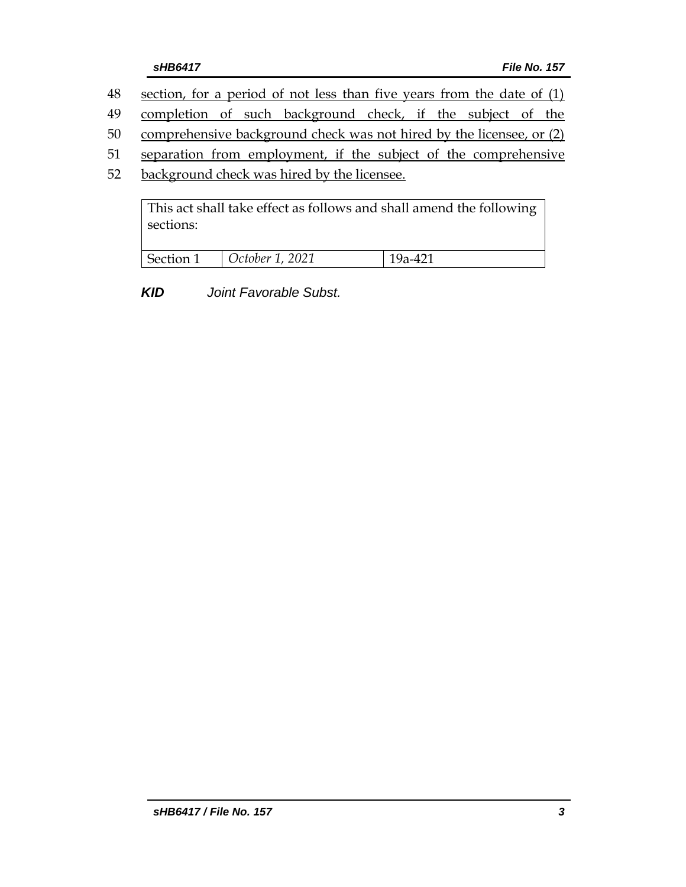48 section, for a period of not less than five years from the date of (1)
49 completion of such background check, if the subject of the
50 comprehensive background check was not hired by the licensee, or (2)
51 separation from employment, if the subject of the comprehensive
52 background check was hired by the licensee.

| This act shall take effect as follows and shall amend the following sections: | | |
|---|---|---|
| Section 1 | *October 1, 2021* | 19a-421 |

***KID*** *Joint Favorable Subst.*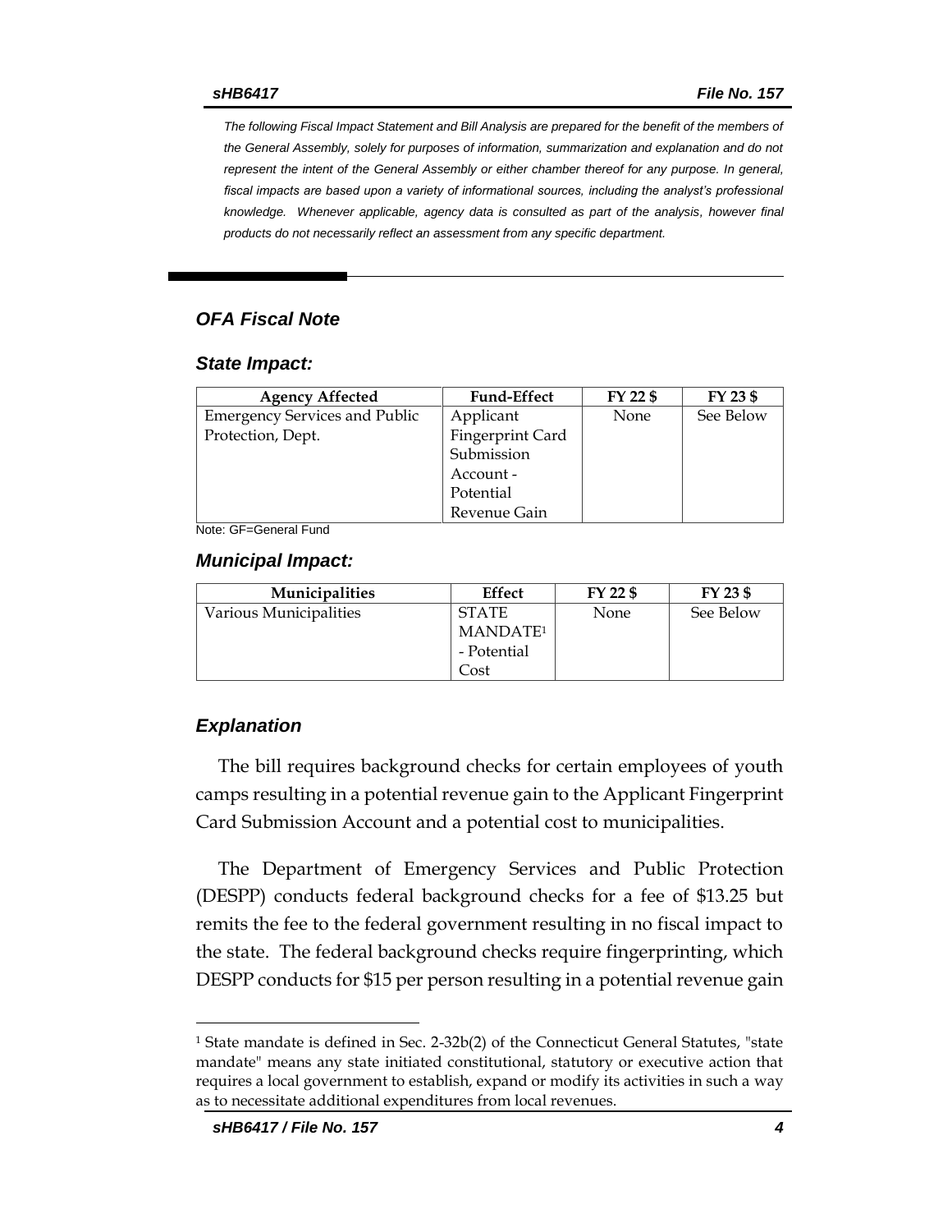*The following Fiscal Impact Statement and Bill Analysis are prepared for the benefit of the members of the General Assembly, solely for purposes of information, summarization and explanation and do not represent the intent of the General Assembly or either chamber thereof for any purpose. In general, fiscal impacts are based upon a variety of informational sources, including the analyst's professional knowledge. Whenever applicable, agency data is consulted as part of the analysis, however final products do not necessarily reflect an assessment from any specific department.*

## *OFA Fiscal Note*

### *State Impact:*

| Agency Affected | Fund-Effect | FY 22 $ | FY 23 $ |
|---|---|---|---|
| Emergency Services and Public Protection, Dept. | Applicant Fingerprint Card Submission Account - Potential Revenue Gain | None | See Below |

Note: GF=General Fund

### *Municipal Impact:*

| Municipalities | Effect | FY 22 $ | FY 23 $ |
|---|---|---|---|
| Various Municipalities | STATE MANDATE[1] - Potential Cost | None | See Below |

### *Explanation*

The bill requires background checks for certain employees of youth camps resulting in a potential revenue gain to the Applicant Fingerprint Card Submission Account and a potential cost to municipalities.

The Department of Emergency Services and Public Protection (DESPP) conducts federal background checks for a fee of $13.25 but remits the fee to the federal government resulting in no fiscal impact to the state. The federal background checks require fingerprinting, which DESPP conducts for $15 per person resulting in a potential revenue gain

[1] State mandate is defined in Sec. 2-32b(2) of the Connecticut General Statutes, "state mandate" means any state initiated constitutional, statutory or executive action that requires a local government to establish, expand or modify its activities in such a way as to necessitate additional expenditures from local revenues.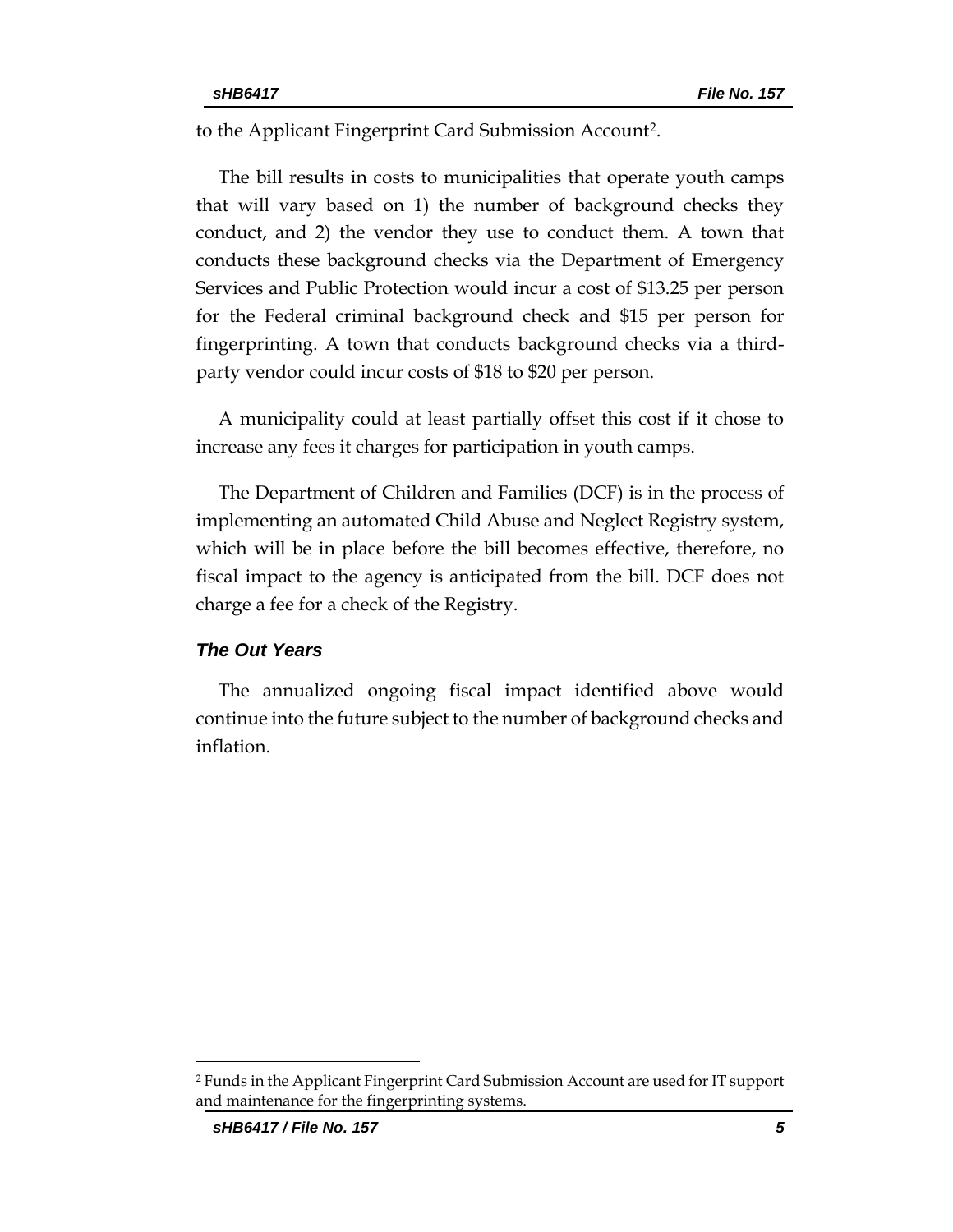to the Applicant Fingerprint Card Submission Account[2].

The bill results in costs to municipalities that operate youth camps that will vary based on 1) the number of background checks they conduct, and 2) the vendor they use to conduct them. A town that conducts these background checks via the Department of Emergency Services and Public Protection would incur a cost of $13.25 per person for the Federal criminal background check and $15 per person for fingerprinting. A town that conducts background checks via a third-party vendor could incur costs of $18 to $20 per person.

A municipality could at least partially offset this cost if it chose to increase any fees it charges for participation in youth camps.

The Department of Children and Families (DCF) is in the process of implementing an automated Child Abuse and Neglect Registry system, which will be in place before the bill becomes effective, therefore, no fiscal impact to the agency is anticipated from the bill. DCF does not charge a fee for a check of the Registry.

### *The Out Years*

The annualized ongoing fiscal impact identified above would continue into the future subject to the number of background checks and inflation.

[2] Funds in the Applicant Fingerprint Card Submission Account are used for IT support and maintenance for the fingerprinting systems.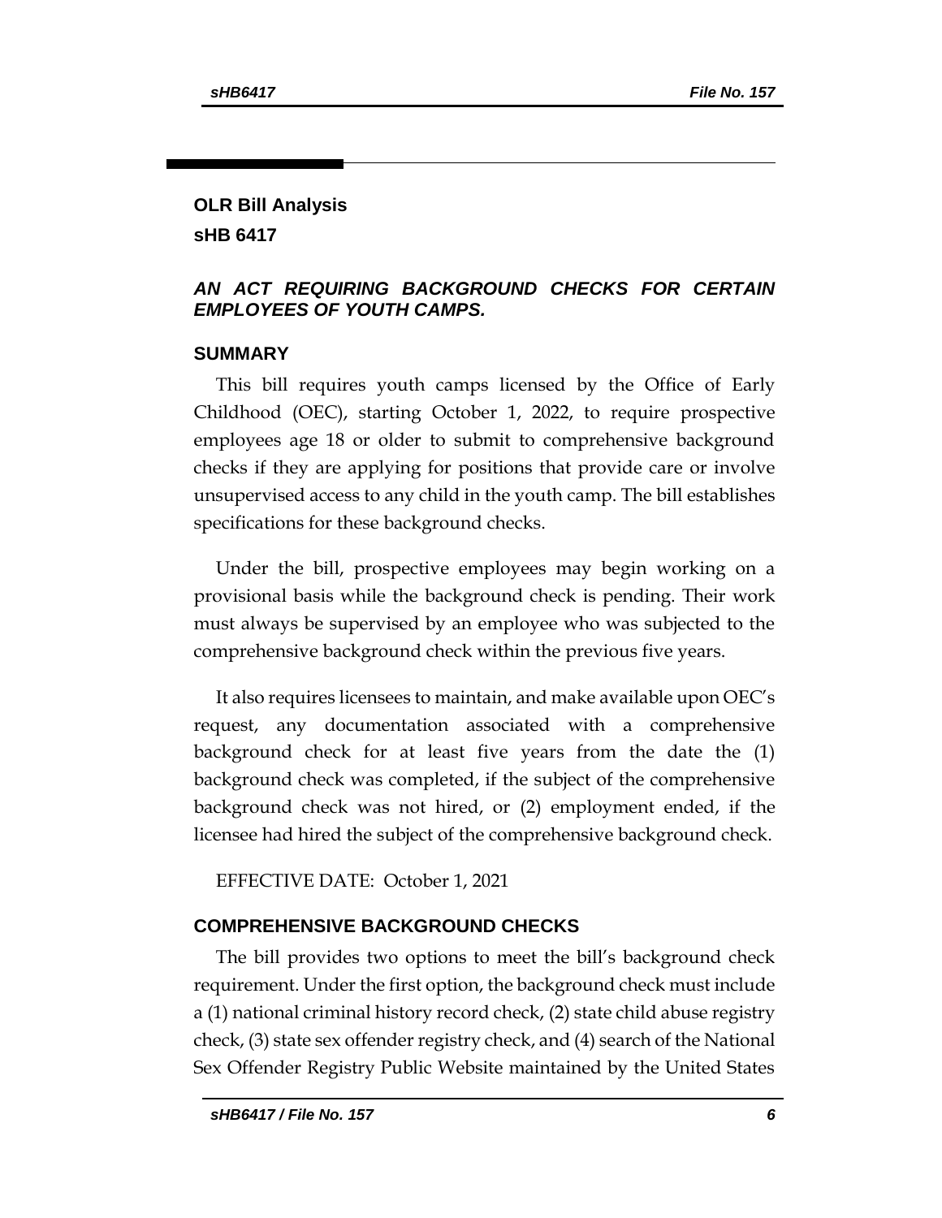**OLR Bill Analysis**

**sHB 6417**

***AN ACT REQUIRING BACKGROUND CHECKS FOR CERTAIN EMPLOYEES OF YOUTH CAMPS.***

## SUMMARY

This bill requires youth camps licensed by the Office of Early Childhood (OEC), starting October 1, 2022, to require prospective employees age 18 or older to submit to comprehensive background checks if they are applying for positions that provide care or involve unsupervised access to any child in the youth camp. The bill establishes specifications for these background checks.

Under the bill, prospective employees may begin working on a provisional basis while the background check is pending. Their work must always be supervised by an employee who was subjected to the comprehensive background check within the previous five years.

It also requires licensees to maintain, and make available upon OEC's request, any documentation associated with a comprehensive background check for at least five years from the date the (1) background check was completed, if the subject of the comprehensive background check was not hired, or (2) employment ended, if the licensee had hired the subject of the comprehensive background check.

EFFECTIVE DATE: October 1, 2021

## COMPREHENSIVE BACKGROUND CHECKS

The bill provides two options to meet the bill's background check requirement. Under the first option, the background check must include a (1) national criminal history record check, (2) state child abuse registry check, (3) state sex offender registry check, and (4) search of the National Sex Offender Registry Public Website maintained by the United States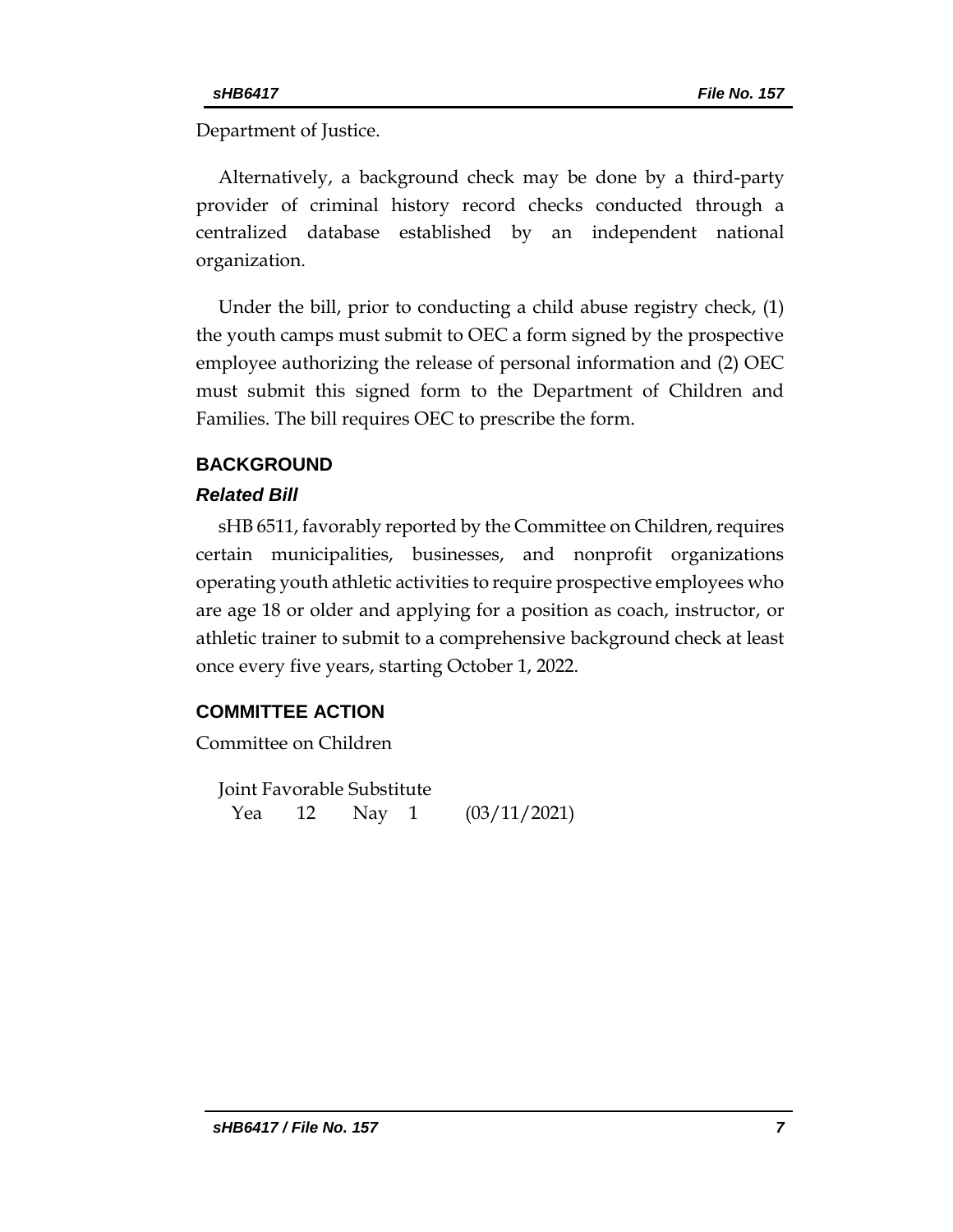Department of Justice.

Alternatively, a background check may be done by a third-party provider of criminal history record checks conducted through a centralized database established by an independent national organization.

Under the bill, prior to conducting a child abuse registry check, (1) the youth camps must submit to OEC a form signed by the prospective employee authorizing the release of personal information and (2) OEC must submit this signed form to the Department of Children and Families. The bill requires OEC to prescribe the form.

## BACKGROUND

### *Related Bill*

sHB 6511, favorably reported by the Committee on Children, requires certain municipalities, businesses, and nonprofit organizations operating youth athletic activities to require prospective employees who are age 18 or older and applying for a position as coach, instructor, or athletic trainer to submit to a comprehensive background check at least once every five years, starting October 1, 2022.

## COMMITTEE ACTION

Committee on Children

| | | | | |
|---|---|---|---|---|
| Joint Favorable Substitute | | | | |
| Yea | 12 | Nay | 1 | (03/11/2021) |